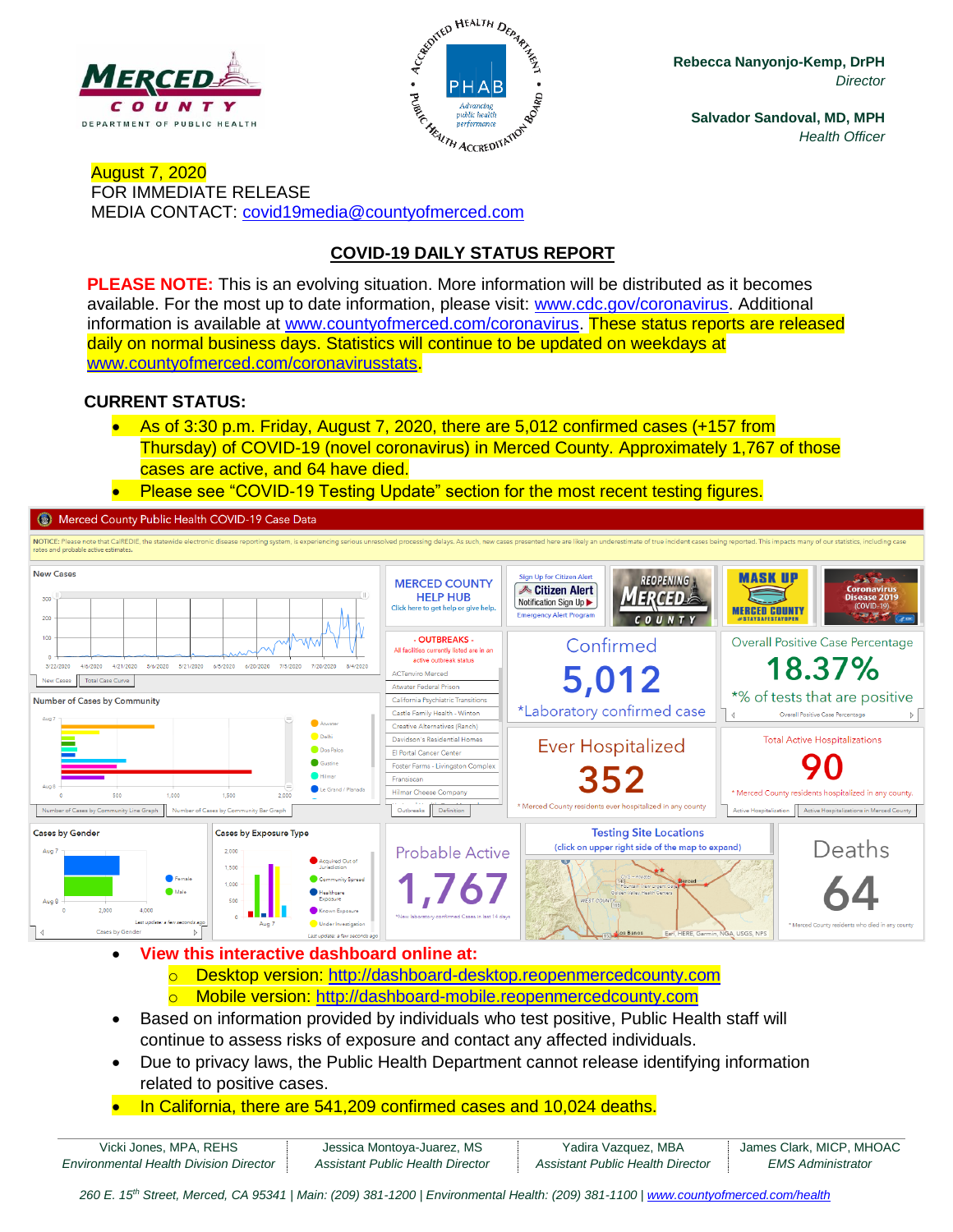**Rebecca Nanyonjo-Kemp, DrPH**
*Director*

**Salvador Sandoval, MD, MPH**
*Health Officer*

August 7, 2020
FOR IMMEDIATE RELEASE
MEDIA CONTACT: covid19media@countyofmerced.com

## COVID-19 DAILY STATUS REPORT

**PLEASE NOTE:** This is an evolving situation. More information will be distributed as it becomes available. For the most up to date information, please visit: www.cdc.gov/coronavirus. Additional information is available at www.countyofmerced.com/coronavirus. These status reports are released daily on normal business days. Statistics will continue to be updated on weekdays at www.countyofmerced.com/coronavirusstats.

**CURRENT STATUS:**

- As of 3:30 p.m. Friday, August 7, 2020, there are 5,012 confirmed cases (+157 from Thursday) of COVID-19 (novel coronavirus) in Merced County. Approximately 1,767 of those cases are active, and 64 have died.
- Please see "COVID-19 Testing Update" section for the most recent testing figures.

Merced County Public Health COVID-19 Case Data

NOTICE: Please note that CalREDIE, the statewide electronic disease reporting system, is experiencing serious unresolved processing delays. As such, new cases presented here are likely an underestimate of true incident cases being reported. This impacts many of our statistics, including case rates and probable active estimates.

- Confirmed: 5,012 (*Laboratory confirmed case)
- Overall Positive Case Percentage: 18.37% (*% of tests that are positive)
- Ever Hospitalized: 352 (* Merced County residents ever hospitalized in any county)
- Total Active Hospitalizations: 90 (* Merced County residents hospitalized in any county.)
- Probable Active: 1,767 (*New laboratory confirmed Cases in last 14 days)
- Deaths: 64 (* Merced County residents who died in any county)

OUTBREAKS - All facilities currently listed are in an active outbreak status: ACTenviro Merced; Atwater Federal Prison; California Psychiatric Transitions; Castle Family Health - Winton; Creative Alternatives (Ranch); Davidson's Residential Homes; El Portal Cancer Center; Foster Farms - Livingston Complex; Fransiscan; Hilmar Cheese Company

- **View this interactive dashboard online at:**
  - Desktop version: http://dashboard-desktop.reopenmercedcounty.com
  - Mobile version: http://dashboard-mobile.reopenmercedcounty.com
- Based on information provided by individuals who test positive, Public Health staff will continue to assess risks of exposure and contact any affected individuals.
- Due to privacy laws, the Public Health Department cannot release identifying information related to positive cases.
- In California, there are 541,209 confirmed cases and 10,024 deaths.

| Vicki Jones, MPA, REHS | Jessica Montoya-Juarez, MS | Yadira Vazquez, MBA | James Clark, MICP, MHOAC |
|---|---|---|---|
| *Environmental Health Division Director* | *Assistant Public Health Director* | *Assistant Public Health Director* | *EMS Administrator* |

*260 E. 15th Street, Merced, CA 95341 | Main: (209) 381-1200 | Environmental Health: (209) 381-1100 | www.countyofmerced.com/health*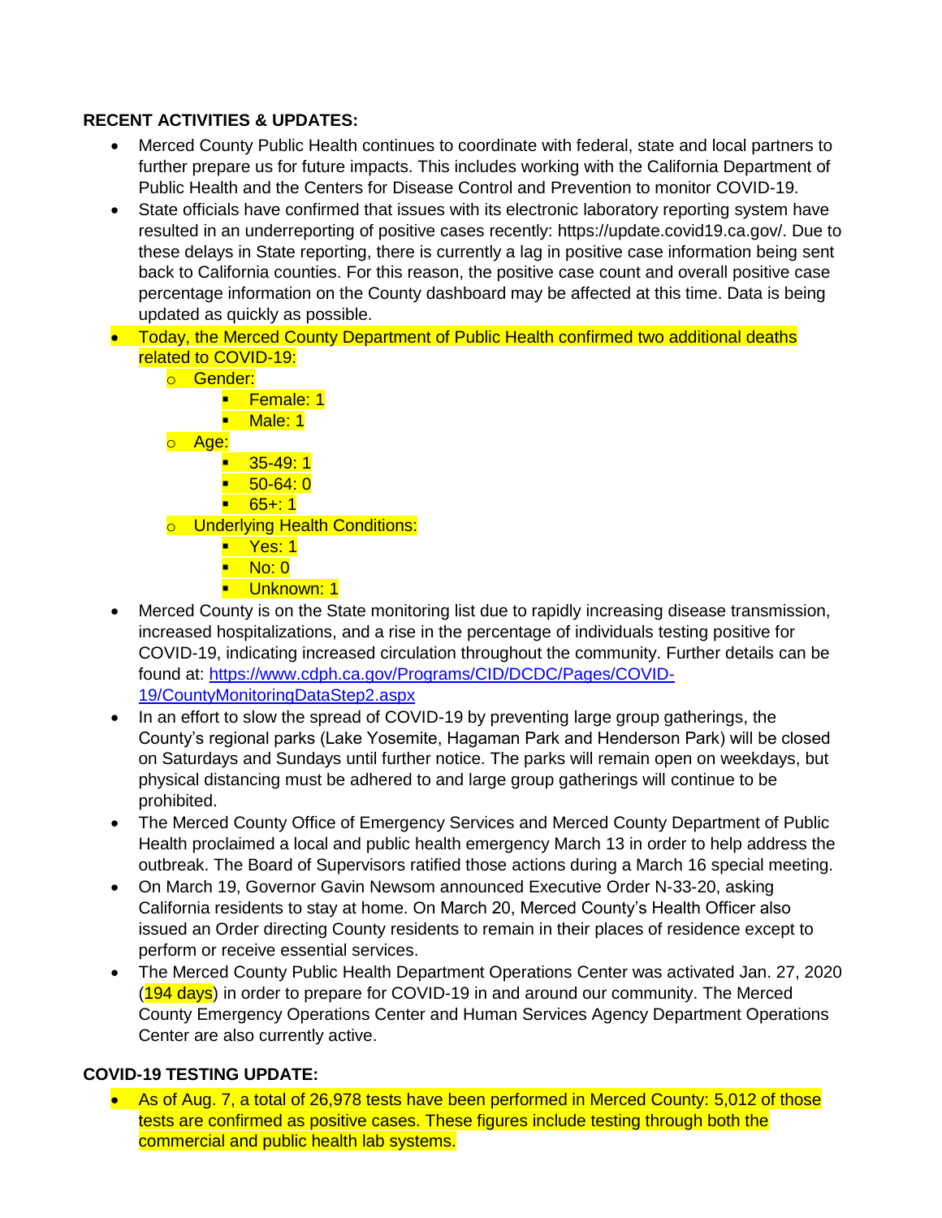**RECENT ACTIVITIES & UPDATES:**

- Merced County Public Health continues to coordinate with federal, state and local partners to further prepare us for future impacts. This includes working with the California Department of Public Health and the Centers for Disease Control and Prevention to monitor COVID-19.
- State officials have confirmed that issues with its electronic laboratory reporting system have resulted in an underreporting of positive cases recently: https://update.covid19.ca.gov/. Due to these delays in State reporting, there is currently a lag in positive case information being sent back to California counties. For this reason, the positive case count and overall positive case percentage information on the County dashboard may be affected at this time. Data is being updated as quickly as possible.
- Today, the Merced County Department of Public Health confirmed two additional deaths related to COVID-19:
    - Gender:
        - Female: 1
        - Male: 1
    - Age:
        - 35-49: 1
        - 50-64: 0
        - 65+: 1
    - Underlying Health Conditions:
        - Yes: 1
        - No: 0
        - Unknown: 1
- Merced County is on the State monitoring list due to rapidly increasing disease transmission, increased hospitalizations, and a rise in the percentage of individuals testing positive for COVID-19, indicating increased circulation throughout the community. Further details can be found at: https://www.cdph.ca.gov/Programs/CID/DCDC/Pages/COVID-19/CountyMonitoringDataStep2.aspx
- In an effort to slow the spread of COVID-19 by preventing large group gatherings, the County's regional parks (Lake Yosemite, Hagaman Park and Henderson Park) will be closed on Saturdays and Sundays until further notice. The parks will remain open on weekdays, but physical distancing must be adhered to and large group gatherings will continue to be prohibited.
- The Merced County Office of Emergency Services and Merced County Department of Public Health proclaimed a local and public health emergency March 13 in order to help address the outbreak. The Board of Supervisors ratified those actions during a March 16 special meeting.
- On March 19, Governor Gavin Newsom announced Executive Order N-33-20, asking California residents to stay at home. On March 20, Merced County's Health Officer also issued an Order directing County residents to remain in their places of residence except to perform or receive essential services.
- The Merced County Public Health Department Operations Center was activated Jan. 27, 2020 (194 days) in order to prepare for COVID-19 in and around our community. The Merced County Emergency Operations Center and Human Services Agency Department Operations Center are also currently active.

**COVID-19 TESTING UPDATE:**

- As of Aug. 7, a total of 26,978 tests have been performed in Merced County: 5,012 of those tests are confirmed as positive cases. These figures include testing through both the commercial and public health lab systems.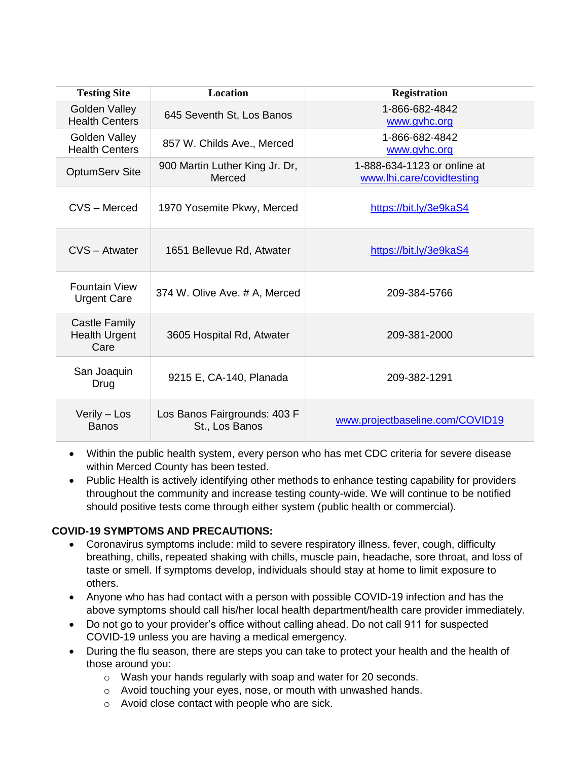| Testing Site | Location | Registration |
| --- | --- | --- |
| Golden Valley Health Centers | 645 Seventh St, Los Banos | 1-866-682-4842 www.gvhc.org |
| Golden Valley Health Centers | 857 W. Childs Ave., Merced | 1-866-682-4842 www.gvhc.org |
| OptumServ Site | 900 Martin Luther King Jr. Dr, Merced | 1-888-634-1123 or online at www.lhi.care/covidtesting |
| CVS – Merced | 1970 Yosemite Pkwy, Merced | https://bit.ly/3e9kaS4 |
| CVS – Atwater | 1651 Bellevue Rd, Atwater | https://bit.ly/3e9kaS4 |
| Fountain View Urgent Care | 374 W. Olive Ave. # A, Merced | 209-384-5766 |
| Castle Family Health Urgent Care | 3605 Hospital Rd, Atwater | 209-381-2000 |
| San Joaquin Drug | 9215 E, CA-140, Planada | 209-382-1291 |
| Verily – Los Banos | Los Banos Fairgrounds: 403 F St., Los Banos | www.projectbaseline.com/COVID19 |

- Within the public health system, every person who has met CDC criteria for severe disease within Merced County has been tested.
- Public Health is actively identifying other methods to enhance testing capability for providers throughout the community and increase testing county-wide. We will continue to be notified should positive tests come through either system (public health or commercial).

**COVID-19 SYMPTOMS AND PRECAUTIONS:**

- Coronavirus symptoms include: mild to severe respiratory illness, fever, cough, difficulty breathing, chills, repeated shaking with chills, muscle pain, headache, sore throat, and loss of taste or smell. If symptoms develop, individuals should stay at home to limit exposure to others.
- Anyone who has had contact with a person with possible COVID-19 infection and has the above symptoms should call his/her local health department/health care provider immediately.
- Do not go to your provider's office without calling ahead. Do not call 911 for suspected COVID-19 unless you are having a medical emergency.
- During the flu season, there are steps you can take to protect your health and the health of those around you:
  - Wash your hands regularly with soap and water for 20 seconds.
  - Avoid touching your eyes, nose, or mouth with unwashed hands.
  - Avoid close contact with people who are sick.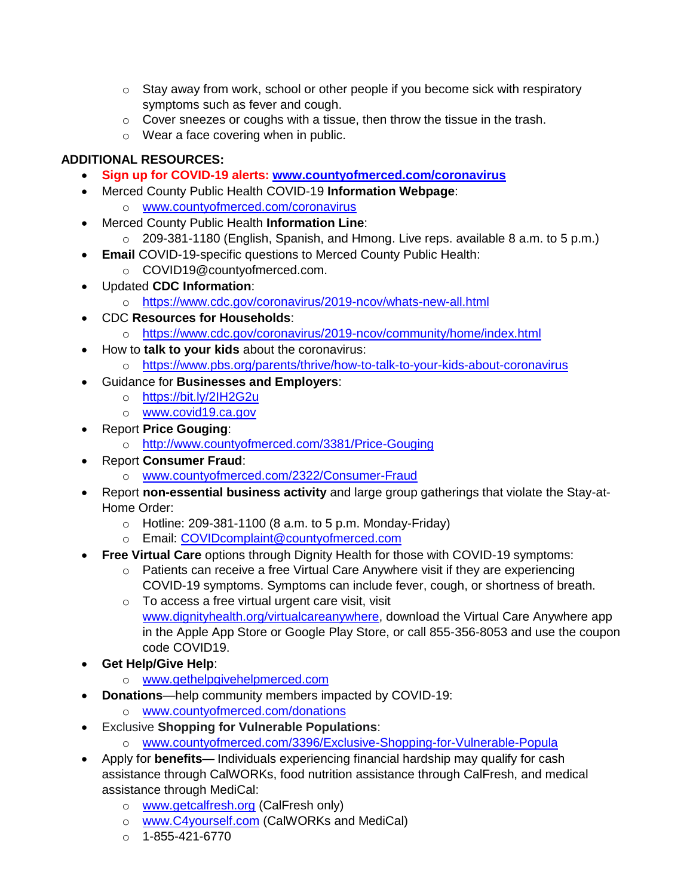- Stay away from work, school or other people if you become sick with respiratory symptoms such as fever and cough.
  - Cover sneezes or coughs with a tissue, then throw the tissue in the trash.
  - Wear a face covering when in public.

**ADDITIONAL RESOURCES:**

- **Sign up for COVID-19 alerts: www.countyofmerced.com/coronavirus**
- Merced County Public Health COVID-19 **Information Webpage**:
  - www.countyofmerced.com/coronavirus
- Merced County Public Health **Information Line**:
  - 209-381-1180 (English, Spanish, and Hmong. Live reps. available 8 a.m. to 5 p.m.)
- **Email** COVID-19-specific questions to Merced County Public Health:
  - COVID19@countyofmerced.com.
- Updated **CDC Information**:
  - https://www.cdc.gov/coronavirus/2019-ncov/whats-new-all.html
- CDC **Resources for Households**:
  - https://www.cdc.gov/coronavirus/2019-ncov/community/home/index.html
- How to **talk to your kids** about the coronavirus:
  - https://www.pbs.org/parents/thrive/how-to-talk-to-your-kids-about-coronavirus
- Guidance for **Businesses and Employers**:
  - https://bit.ly/2IH2G2u
  - www.covid19.ca.gov
- Report **Price Gouging**:
  - http://www.countyofmerced.com/3381/Price-Gouging
- Report **Consumer Fraud**:
  - www.countyofmerced.com/2322/Consumer-Fraud
- Report **non-essential business activity** and large group gatherings that violate the Stay-at-Home Order:
  - Hotline: 209-381-1100 (8 a.m. to 5 p.m. Monday-Friday)
  - Email: COVIDcomplaint@countyofmerced.com
- **Free Virtual Care** options through Dignity Health for those with COVID-19 symptoms:
  - Patients can receive a free Virtual Care Anywhere visit if they are experiencing COVID-19 symptoms. Symptoms can include fever, cough, or shortness of breath.
  - To access a free virtual urgent care visit, visit www.dignityhealth.org/virtualcareanywhere, download the Virtual Care Anywhere app in the Apple App Store or Google Play Store, or call 855-356-8053 and use the coupon code COVID19.
- **Get Help/Give Help**:
  - www.gethelpgivehelpmerced.com
- **Donations**—help community members impacted by COVID-19:
  - www.countyofmerced.com/donations
- Exclusive **Shopping for Vulnerable Populations**:
  - www.countyofmerced.com/3396/Exclusive-Shopping-for-Vulnerable-Popula
- Apply for **benefits**— Individuals experiencing financial hardship may qualify for cash assistance through CalWORKs, food nutrition assistance through CalFresh, and medical assistance through MediCal:
  - www.getcalfresh.org (CalFresh only)
  - www.C4yourself.com (CalWORKs and MediCal)
  - 1-855-421-6770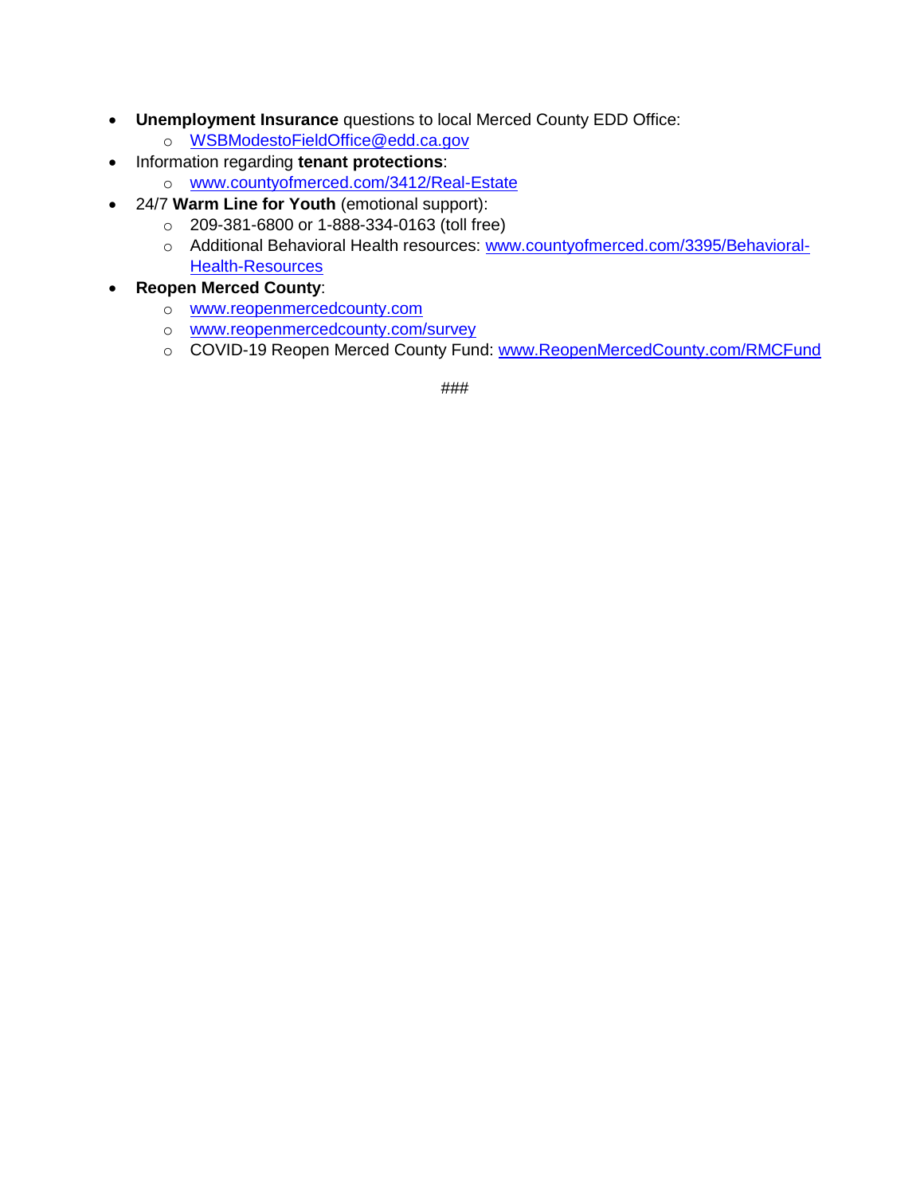- **Unemployment Insurance** questions to local Merced County EDD Office:
  - WSBModestoFieldOffice@edd.ca.gov
- Information regarding **tenant protections**:
  - www.countyofmerced.com/3412/Real-Estate
- 24/7 **Warm Line for Youth** (emotional support):
  - 209-381-6800 or 1-888-334-0163 (toll free)
  - Additional Behavioral Health resources: www.countyofmerced.com/3395/Behavioral-Health-Resources
- **Reopen Merced County**:
  - www.reopenmercedcounty.com
  - www.reopenmercedcounty.com/survey
  - COVID-19 Reopen Merced County Fund: www.ReopenMercedCounty.com/RMCFund

###